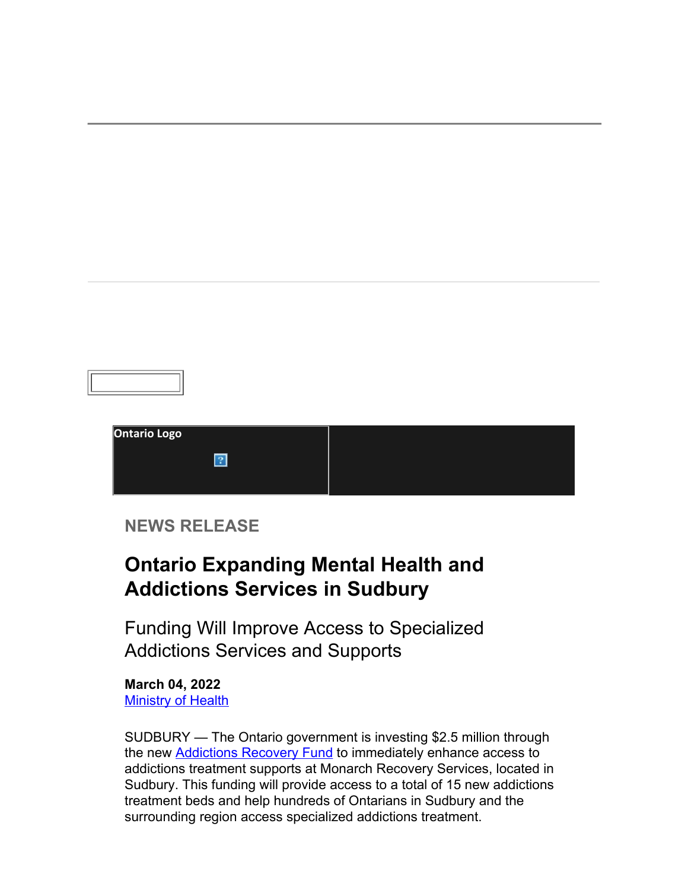Ontario Logo

NEWS RELEASE

# Ontario Expanding Mental Health and Addictions Services in Sudbury

## Funding Will Improve Access to Specialized Addictions Services and Supports

**March 04, 2022**
Ministry of Health

SUDBURY — The Ontario government is investing $2.5 million through the new Addictions Recovery Fund to immediately enhance access to addictions treatment supports at Monarch Recovery Services, located in Sudbury. This funding will provide access to a total of 15 new addictions treatment beds and help hundreds of Ontarians in Sudbury and the surrounding region access specialized addictions treatment.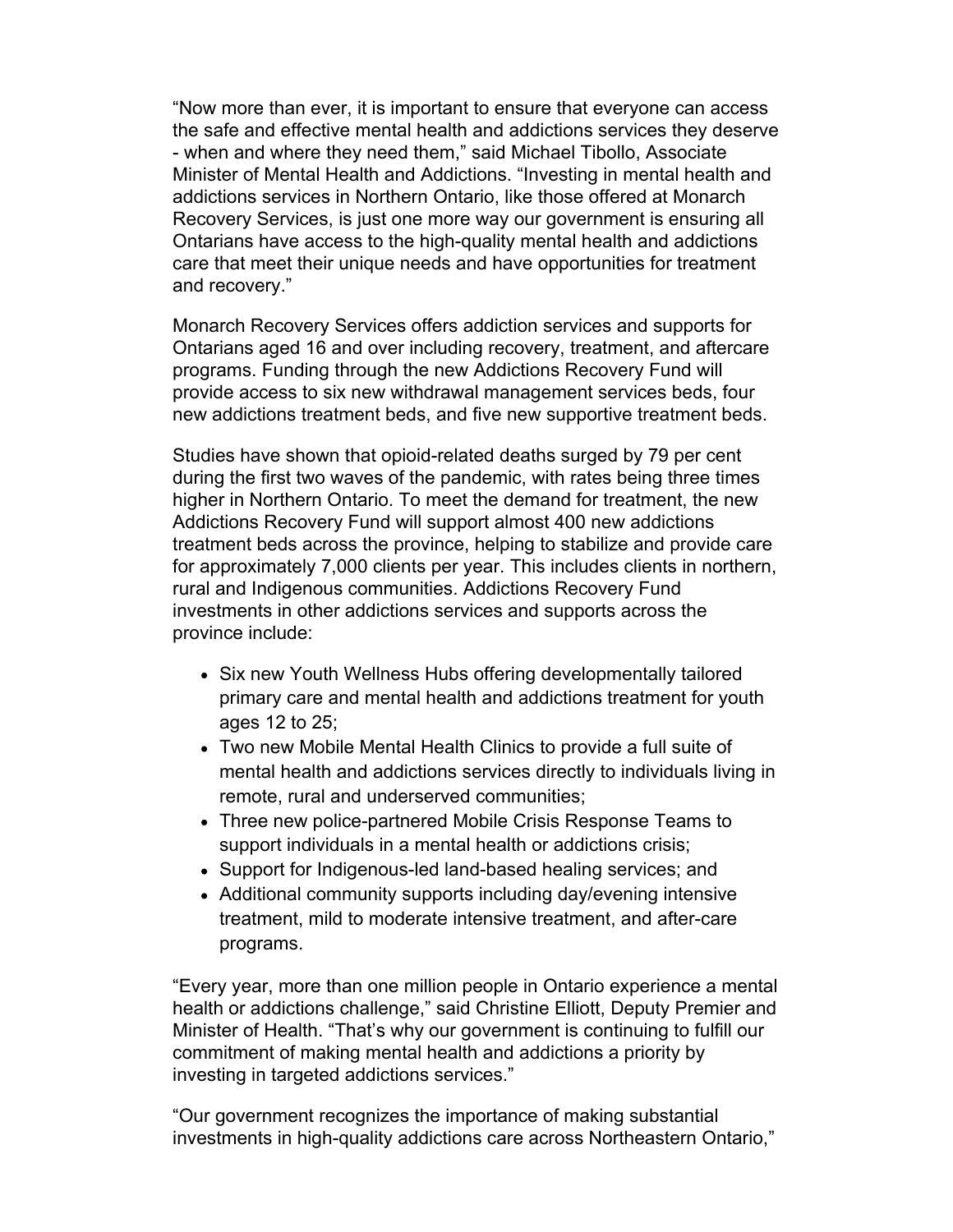"Now more than ever, it is important to ensure that everyone can access the safe and effective mental health and addictions services they deserve - when and where they need them," said Michael Tibollo, Associate Minister of Mental Health and Addictions. "Investing in mental health and addictions services in Northern Ontario, like those offered at Monarch Recovery Services, is just one more way our government is ensuring all Ontarians have access to the high-quality mental health and addictions care that meet their unique needs and have opportunities for treatment and recovery."

Monarch Recovery Services offers addiction services and supports for Ontarians aged 16 and over including recovery, treatment, and aftercare programs. Funding through the new Addictions Recovery Fund will provide access to six new withdrawal management services beds, four new addictions treatment beds, and five new supportive treatment beds.

Studies have shown that opioid-related deaths surged by 79 per cent during the first two waves of the pandemic, with rates being three times higher in Northern Ontario. To meet the demand for treatment, the new Addictions Recovery Fund will support almost 400 new addictions treatment beds across the province, helping to stabilize and provide care for approximately 7,000 clients per year. This includes clients in northern, rural and Indigenous communities. Addictions Recovery Fund investments in other addictions services and supports across the province include:

- Six new Youth Wellness Hubs offering developmentally tailored primary care and mental health and addictions treatment for youth ages 12 to 25;
- Two new Mobile Mental Health Clinics to provide a full suite of mental health and addictions services directly to individuals living in remote, rural and underserved communities;
- Three new police-partnered Mobile Crisis Response Teams to support individuals in a mental health or addictions crisis;
- Support for Indigenous-led land-based healing services; and
- Additional community supports including day/evening intensive treatment, mild to moderate intensive treatment, and after-care programs.

"Every year, more than one million people in Ontario experience a mental health or addictions challenge," said Christine Elliott, Deputy Premier and Minister of Health. "That's why our government is continuing to fulfill our commitment of making mental health and addictions a priority by investing in targeted addictions services."

"Our government recognizes the importance of making substantial investments in high-quality addictions care across Northeastern Ontario,"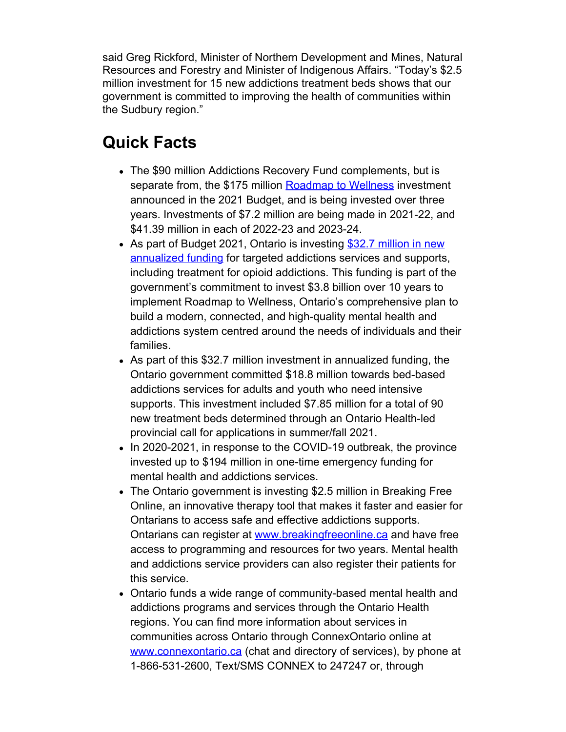said Greg Rickford, Minister of Northern Development and Mines, Natural Resources and Forestry and Minister of Indigenous Affairs. "Today's $2.5 million investment for 15 new addictions treatment beds shows that our government is committed to improving the health of communities within the Sudbury region."

## Quick Facts

- The $90 million Addictions Recovery Fund complements, but is separate from, the $175 million [Roadmap to Wellness](#) investment announced in the 2021 Budget, and is being invested over three years. Investments of $7.2 million are being made in 2021-22, and $41.39 million in each of 2022-23 and 2023-24.
- As part of Budget 2021, Ontario is investing [$32.7 million in new annualized funding](#) for targeted addictions services and supports, including treatment for opioid addictions. This funding is part of the government's commitment to invest $3.8 billion over 10 years to implement Roadmap to Wellness, Ontario's comprehensive plan to build a modern, connected, and high-quality mental health and addictions system centred around the needs of individuals and their families.
- As part of this $32.7 million investment in annualized funding, the Ontario government committed $18.8 million towards bed-based addictions services for adults and youth who need intensive supports. This investment included $7.85 million for a total of 90 new treatment beds determined through an Ontario Health-led provincial call for applications in summer/fall 2021.
- In 2020-2021, in response to the COVID-19 outbreak, the province invested up to $194 million in one-time emergency funding for mental health and addictions services.
- The Ontario government is investing $2.5 million in Breaking Free Online, an innovative therapy tool that makes it faster and easier for Ontarians to access safe and effective addictions supports. Ontarians can register at [www.breakingfreeonline.ca](http://www.breakingfreeonline.ca) and have free access to programming and resources for two years. Mental health and addictions service providers can also register their patients for this service.
- Ontario funds a wide range of community-based mental health and addictions programs and services through the Ontario Health regions. You can find more information about services in communities across Ontario through ConnexOntario online at [www.connexontario.ca](http://www.connexontario.ca) (chat and directory of services), by phone at 1-866-531-2600, Text/SMS CONNEX to 247247 or, through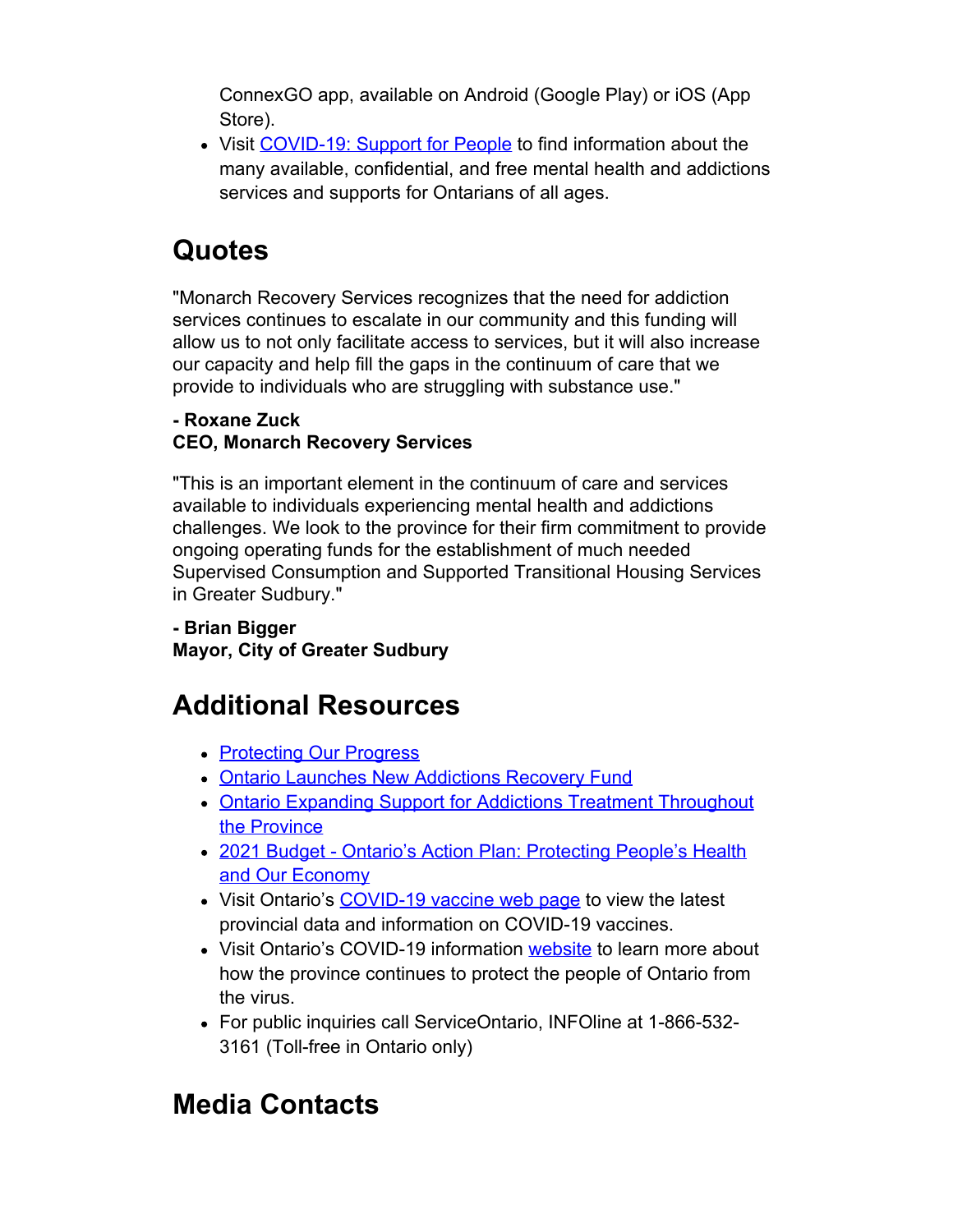ConnexGO app, available on Android (Google Play) or iOS (App Store).

- Visit COVID-19: Support for People to find information about the many available, confidential, and free mental health and addictions services and supports for Ontarians of all ages.

## Quotes

"Monarch Recovery Services recognizes that the need for addiction services continues to escalate in our community and this funding will allow us to not only facilitate access to services, but it will also increase our capacity and help fill the gaps in the continuum of care that we provide to individuals who are struggling with substance use."

**- Roxane Zuck**
**CEO, Monarch Recovery Services**

"This is an important element in the continuum of care and services available to individuals experiencing mental health and addictions challenges. We look to the province for their firm commitment to provide ongoing operating funds for the establishment of much needed Supervised Consumption and Supported Transitional Housing Services in Greater Sudbury."

**- Brian Bigger**
**Mayor, City of Greater Sudbury**

## Additional Resources

- Protecting Our Progress
- Ontario Launches New Addictions Recovery Fund
- Ontario Expanding Support for Addictions Treatment Throughout the Province
- 2021 Budget - Ontario's Action Plan: Protecting People's Health and Our Economy
- Visit Ontario's COVID-19 vaccine web page to view the latest provincial data and information on COVID-19 vaccines.
- Visit Ontario's COVID-19 information website to learn more about how the province continues to protect the people of Ontario from the virus.
- For public inquiries call ServiceOntario, INFOline at 1-866-532-3161 (Toll-free in Ontario only)

## Media Contacts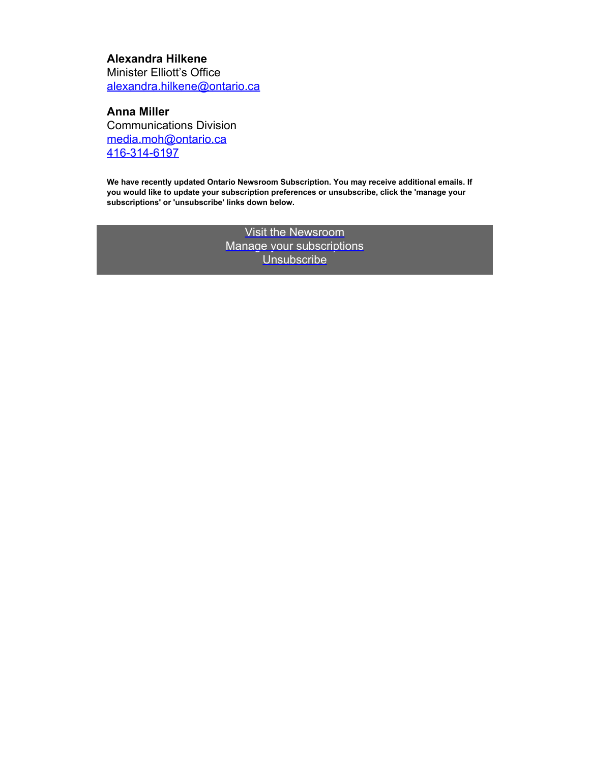**Alexandra Hilkene**
Minister Elliott's Office
alexandra.hilkene@ontario.ca

**Anna Miller**
Communications Division
media.moh@ontario.ca
416-314-6197

**We have recently updated Ontario Newsroom Subscription. You may receive additional emails. If you would like to update your subscription preferences or unsubscribe, click the 'manage your subscriptions' or 'unsubscribe' links down below.**

Visit the Newsroom
Manage your subscriptions
Unsubscribe